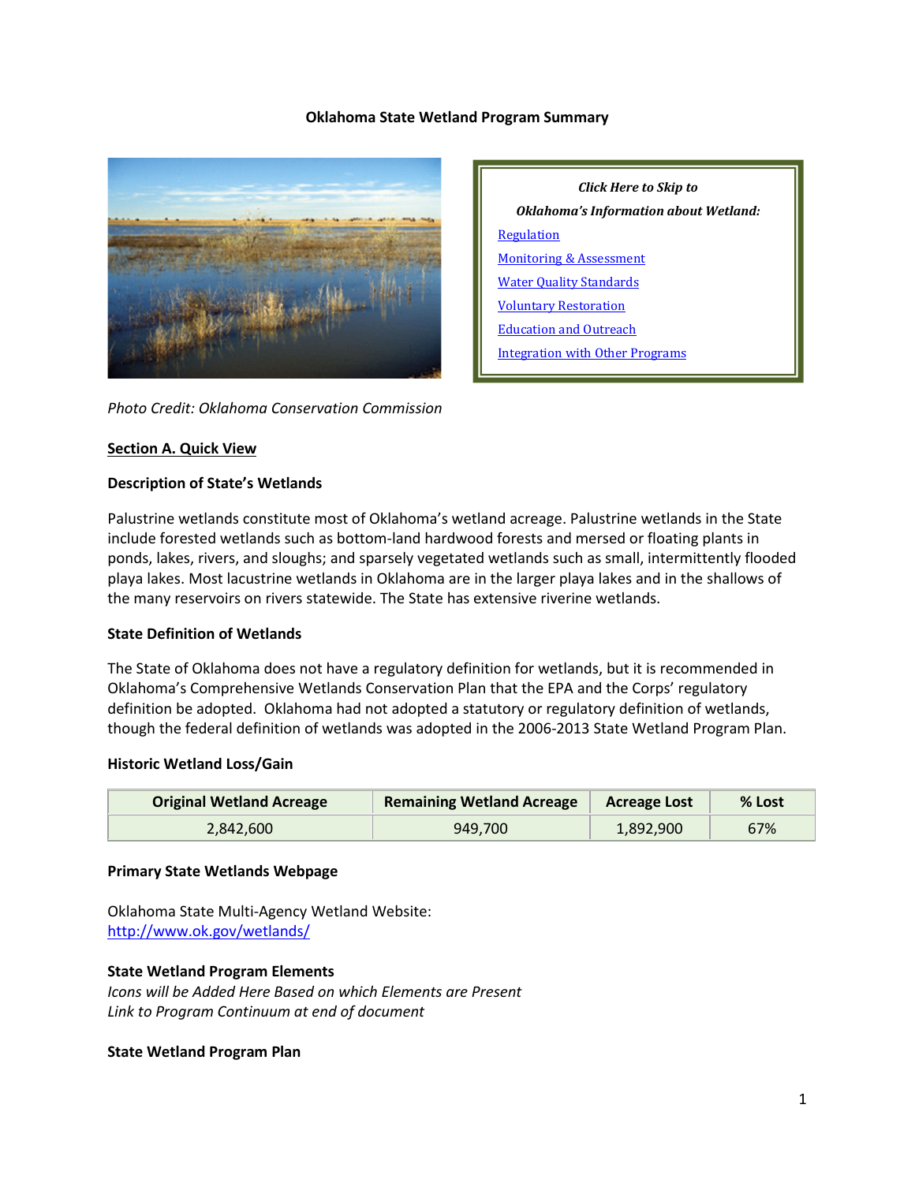# Oklahoma State Wetland Program Summary

*Click Here to Skip to*

***Oklahoma's Information about Wetland:***

[Regulation](#)

[Monitoring & Assessment](#)

[Water Quality Standards](#)

[Voluntary Restoration](#)

[Education and Outreach](#)

[Integration with Other Programs](#)

*Photo Credit: Oklahoma Conservation Commission*

## Section A. Quick View

### Description of State's Wetlands

Palustrine wetlands constitute most of Oklahoma's wetland acreage. Palustrine wetlands in the State include forested wetlands such as bottom-land hardwood forests and mersed or floating plants in ponds, lakes, rivers, and sloughs; and sparsely vegetated wetlands such as small, intermittently flooded playa lakes. Most lacustrine wetlands in Oklahoma are in the larger playa lakes and in the shallows of the many reservoirs on rivers statewide. The State has extensive riverine wetlands.

### State Definition of Wetlands

The State of Oklahoma does not have a regulatory definition for wetlands, but it is recommended in Oklahoma's Comprehensive Wetlands Conservation Plan that the EPA and the Corps' regulatory definition be adopted. Oklahoma had not adopted a statutory or regulatory definition of wetlands, though the federal definition of wetlands was adopted in the 2006-2013 State Wetland Program Plan.

### Historic Wetland Loss/Gain

| Original Wetland Acreage | Remaining Wetland Acreage | Acreage Lost | % Lost |
|---|---|---|---|
| 2,842,600 | 949,700 | 1,892,900 | 67% |

### Primary State Wetlands Webpage

Oklahoma State Multi-Agency Wetland Website:
[http://www.ok.gov/wetlands/](http://www.ok.gov/wetlands/)

### State Wetland Program Elements

*Icons will be Added Here Based on which Elements are Present*
*Link to Program Continuum at end of document*

### State Wetland Program Plan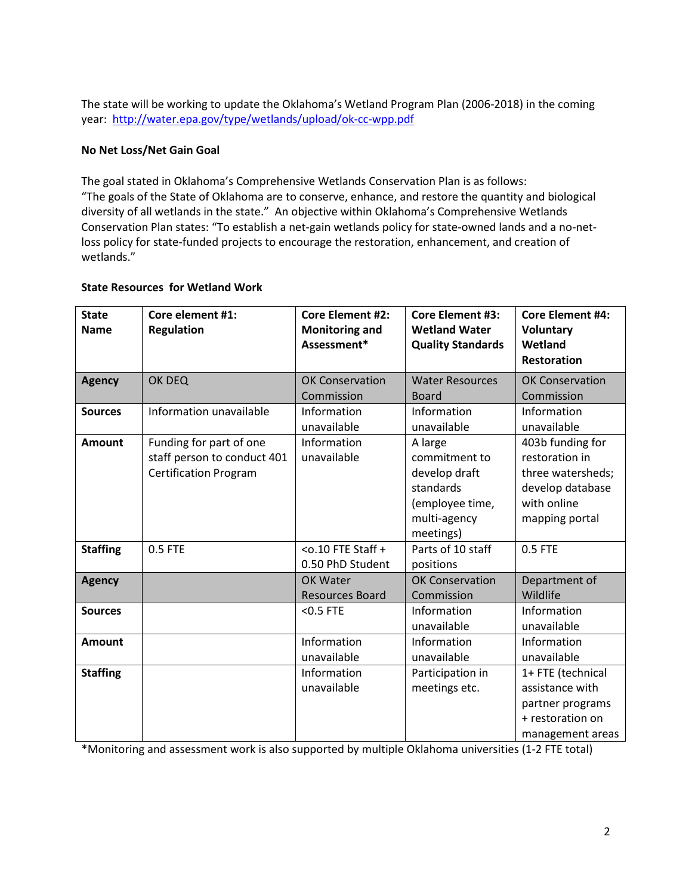The state will be working to update the Oklahoma's Wetland Program Plan (2006-2018) in the coming year: http://water.epa.gov/type/wetlands/upload/ok-cc-wpp.pdf

**No Net Loss/Net Gain Goal**

The goal stated in Oklahoma's Comprehensive Wetlands Conservation Plan is as follows: "The goals of the State of Oklahoma are to conserve, enhance, and restore the quantity and biological diversity of all wetlands in the state." An objective within Oklahoma's Comprehensive Wetlands Conservation Plan states: "To establish a net-gain wetlands policy for state-owned lands and a no-net-loss policy for state-funded projects to encourage the restoration, enhancement, and creation of wetlands."

**State Resources for Wetland Work**

| State Name | Core element #1: Regulation | Core Element #2: Monitoring and Assessment* | Core Element #3: Wetland Water Quality Standards | Core Element #4: Voluntary Wetland Restoration |
|---|---|---|---|---|
| **Agency** | OK DEQ | OK Conservation Commission | Water Resources Board | OK Conservation Commission |
| **Sources** | Information unavailable | Information unavailable | Information unavailable | Information unavailable |
| **Amount** | Funding for part of one staff person to conduct 401 Certification Program | Information unavailable | A large commitment to develop draft standards (employee time, multi-agency meetings) | 403b funding for restoration in three watersheds; develop database with online mapping portal |
| **Staffing** | 0.5 FTE | <o.10 FTE Staff + 0.50 PhD Student | Parts of 10 staff positions | 0.5 FTE |
| **Agency** | | OK Water Resources Board | OK Conservation Commission | Department of Wildlife |
| **Sources** | | <0.5 FTE | Information unavailable | Information unavailable |
| **Amount** | | Information unavailable | Information unavailable | Information unavailable |
| **Staffing** | | Information unavailable | Participation in meetings etc. | 1+ FTE (technical assistance with partner programs + restoration on management areas |

*Monitoring and assessment work is also supported by multiple Oklahoma universities (1-2 FTE total)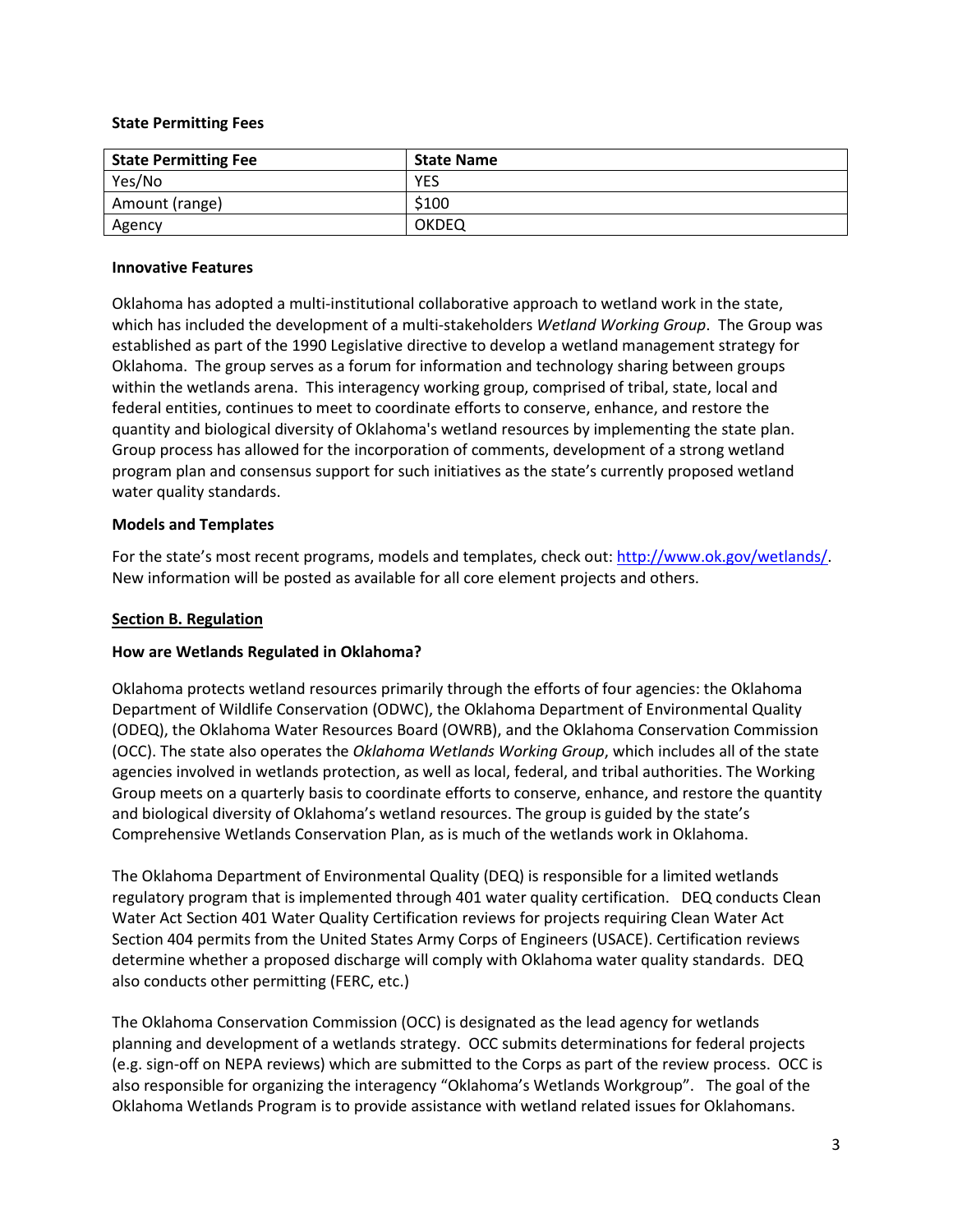**State Permitting Fees**

| State Permitting Fee | State Name |
|---|---|
| Yes/No | YES |
| Amount (range) | $100 |
| Agency | OKDEQ |

**Innovative Features**

Oklahoma has adopted a multi-institutional collaborative approach to wetland work in the state, which has included the development of a multi-stakeholders *Wetland Working Group*. The Group was established as part of the 1990 Legislative directive to develop a wetland management strategy for Oklahoma. The group serves as a forum for information and technology sharing between groups within the wetlands arena. This interagency working group, comprised of tribal, state, local and federal entities, continues to meet to coordinate efforts to conserve, enhance, and restore the quantity and biological diversity of Oklahoma's wetland resources by implementing the state plan. Group process has allowed for the incorporation of comments, development of a strong wetland program plan and consensus support for such initiatives as the state's currently proposed wetland water quality standards.

**Models and Templates**

For the state's most recent programs, models and templates, check out: [http://www.ok.gov/wetlands/](http://www.ok.gov/wetlands/). New information will be posted as available for all core element projects and others.

## Section B. Regulation

**How are Wetlands Regulated in Oklahoma?**

Oklahoma protects wetland resources primarily through the efforts of four agencies: the Oklahoma Department of Wildlife Conservation (ODWC), the Oklahoma Department of Environmental Quality (ODEQ), the Oklahoma Water Resources Board (OWRB), and the Oklahoma Conservation Commission (OCC). The state also operates the *Oklahoma Wetlands Working Group*, which includes all of the state agencies involved in wetlands protection, as well as local, federal, and tribal authorities. The Working Group meets on a quarterly basis to coordinate efforts to conserve, enhance, and restore the quantity and biological diversity of Oklahoma's wetland resources. The group is guided by the state's Comprehensive Wetlands Conservation Plan, as is much of the wetlands work in Oklahoma.

The Oklahoma Department of Environmental Quality (DEQ) is responsible for a limited wetlands regulatory program that is implemented through 401 water quality certification. DEQ conducts Clean Water Act Section 401 Water Quality Certification reviews for projects requiring Clean Water Act Section 404 permits from the United States Army Corps of Engineers (USACE). Certification reviews determine whether a proposed discharge will comply with Oklahoma water quality standards. DEQ also conducts other permitting (FERC, etc.)

The Oklahoma Conservation Commission (OCC) is designated as the lead agency for wetlands planning and development of a wetlands strategy. OCC submits determinations for federal projects (e.g. sign-off on NEPA reviews) which are submitted to the Corps as part of the review process. OCC is also responsible for organizing the interagency "Oklahoma's Wetlands Workgroup". The goal of the Oklahoma Wetlands Program is to provide assistance with wetland related issues for Oklahomans.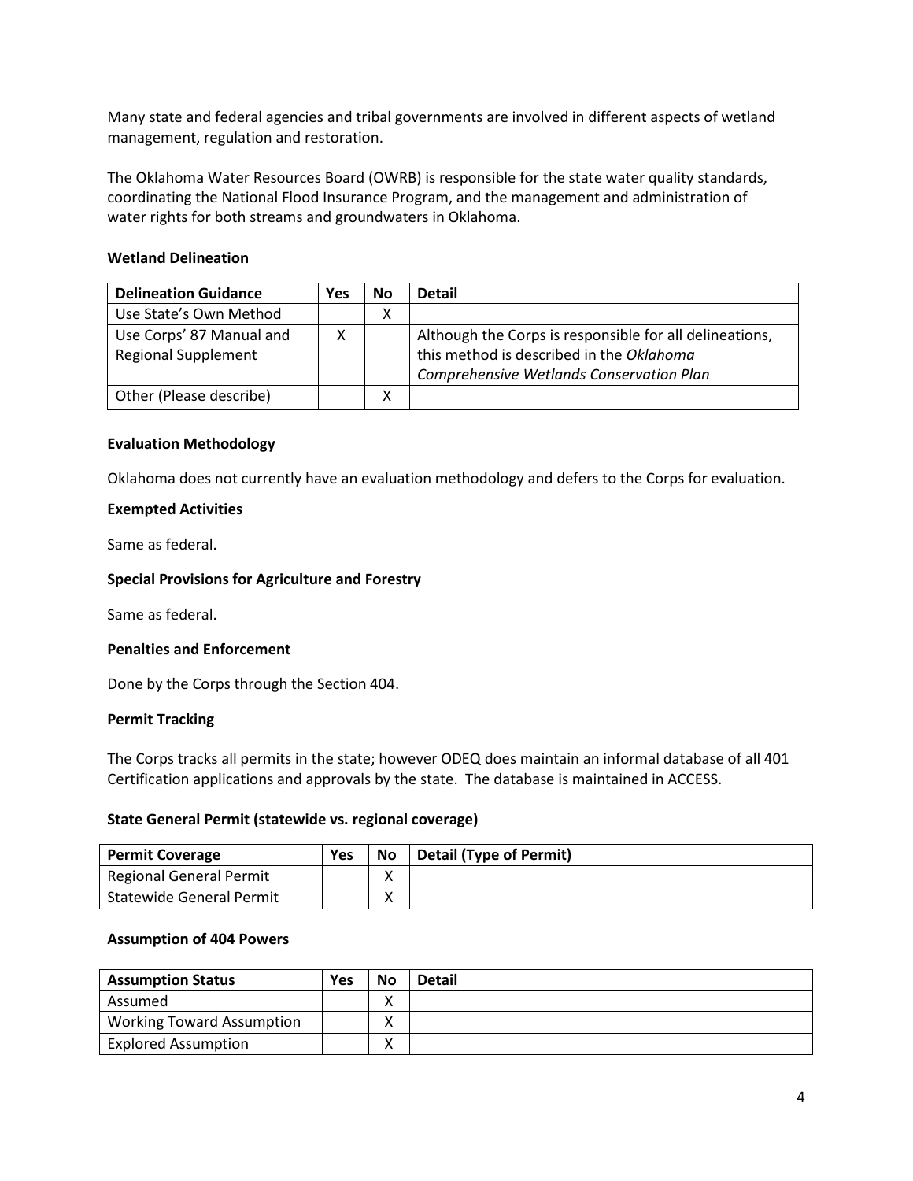Many state and federal agencies and tribal governments are involved in different aspects of wetland management, regulation and restoration.

The Oklahoma Water Resources Board (OWRB) is responsible for the state water quality standards, coordinating the National Flood Insurance Program, and the management and administration of water rights for both streams and groundwaters in Oklahoma.

### Wetland Delineation

| Delineation Guidance | Yes | No | Detail |
|---|---|---|---|
| Use State's Own Method | | X | |
| Use Corps' 87 Manual and Regional Supplement | X | | Although the Corps is responsible for all delineations, this method is described in the *Oklahoma Comprehensive Wetlands Conservation Plan* |
| Other (Please describe) | | X | |

### Evaluation Methodology

Oklahoma does not currently have an evaluation methodology and defers to the Corps for evaluation.

### Exempted Activities

Same as federal.

### Special Provisions for Agriculture and Forestry

Same as federal.

### Penalties and Enforcement

Done by the Corps through the Section 404.

### Permit Tracking

The Corps tracks all permits in the state; however ODEQ does maintain an informal database of all 401 Certification applications and approvals by the state. The database is maintained in ACCESS.

### State General Permit (statewide vs. regional coverage)

| Permit Coverage | Yes | No | Detail (Type of Permit) |
|---|---|---|---|
| Regional General Permit | | X | |
| Statewide General Permit | | X | |

### Assumption of 404 Powers

| Assumption Status | Yes | No | Detail |
|---|---|---|---|
| Assumed | | X | |
| Working Toward Assumption | | X | |
| Explored Assumption | | X | |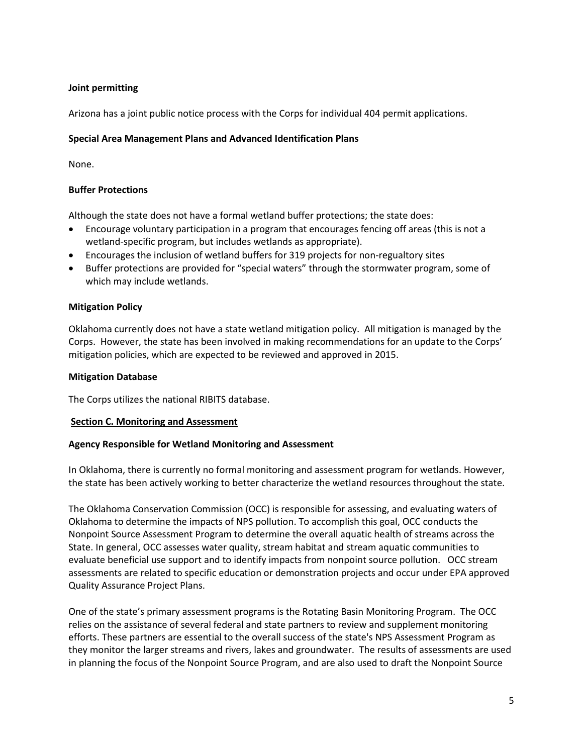**Joint permitting**

Arizona has a joint public notice process with the Corps for individual 404 permit applications.

**Special Area Management Plans and Advanced Identification Plans**

None.

**Buffer Protections**

Although the state does not have a formal wetland buffer protections; the state does:

- Encourage voluntary participation in a program that encourages fencing off areas (this is not a wetland-specific program, but includes wetlands as appropriate).
- Encourages the inclusion of wetland buffers for 319 projects for non-regualtory sites
- Buffer protections are provided for "special waters" through the stormwater program, some of which may include wetlands.

**Mitigation Policy**

Oklahoma currently does not have a state wetland mitigation policy. All mitigation is managed by the Corps. However, the state has been involved in making recommendations for an update to the Corps' mitigation policies, which are expected to be reviewed and approved in 2015.

**Mitigation Database**

The Corps utilizes the national RIBITS database.

## Section C. Monitoring and Assessment

**Agency Responsible for Wetland Monitoring and Assessment**

In Oklahoma, there is currently no formal monitoring and assessment program for wetlands. However, the state has been actively working to better characterize the wetland resources throughout the state.

The Oklahoma Conservation Commission (OCC) is responsible for assessing, and evaluating waters of Oklahoma to determine the impacts of NPS pollution. To accomplish this goal, OCC conducts the Nonpoint Source Assessment Program to determine the overall aquatic health of streams across the State. In general, OCC assesses water quality, stream habitat and stream aquatic communities to evaluate beneficial use support and to identify impacts from nonpoint source pollution. OCC stream assessments are related to specific education or demonstration projects and occur under EPA approved Quality Assurance Project Plans.

One of the state's primary assessment programs is the Rotating Basin Monitoring Program. The OCC relies on the assistance of several federal and state partners to review and supplement monitoring efforts. These partners are essential to the overall success of the state's NPS Assessment Program as they monitor the larger streams and rivers, lakes and groundwater. The results of assessments are used in planning the focus of the Nonpoint Source Program, and are also used to draft the Nonpoint Source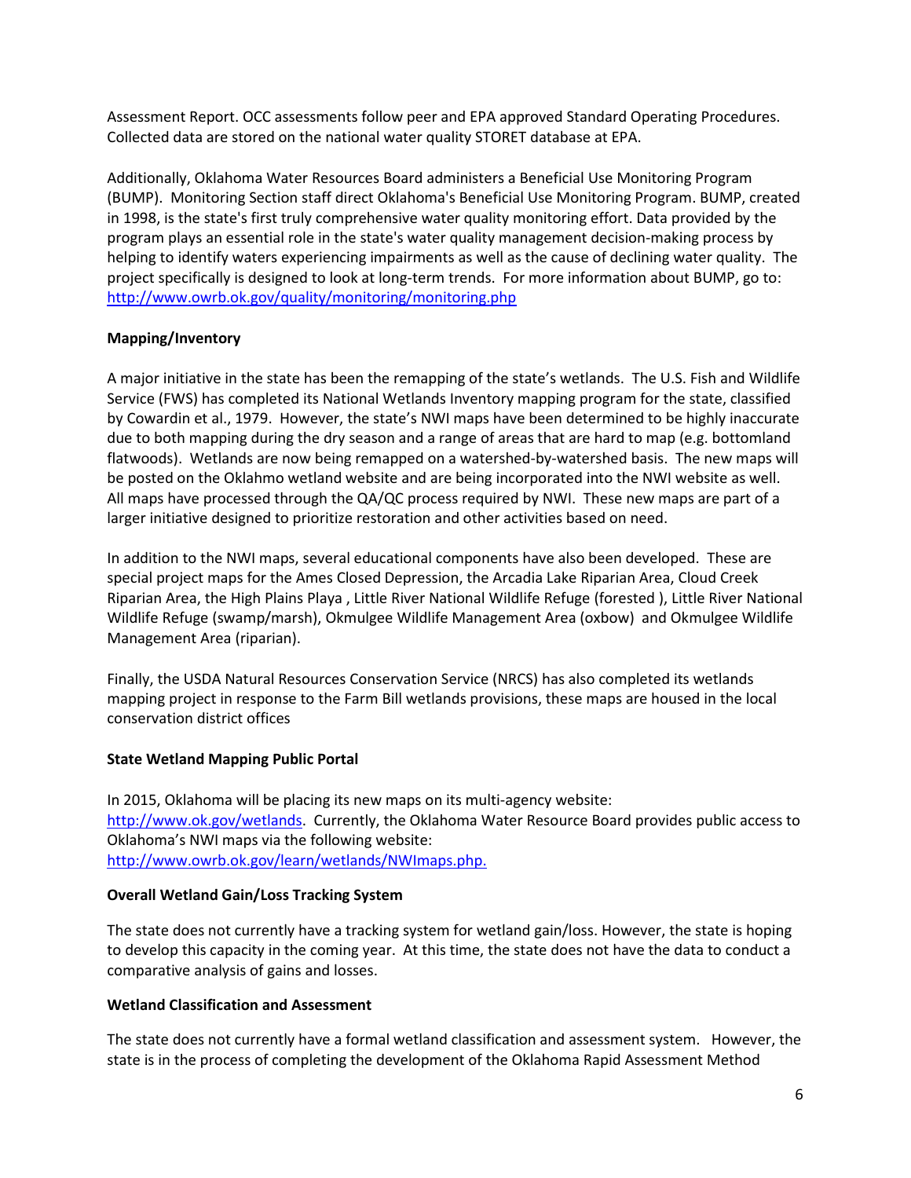Assessment Report. OCC assessments follow peer and EPA approved Standard Operating Procedures. Collected data are stored on the national water quality STORET database at EPA.

Additionally, Oklahoma Water Resources Board administers a Beneficial Use Monitoring Program (BUMP). Monitoring Section staff direct Oklahoma's Beneficial Use Monitoring Program. BUMP, created in 1998, is the state's first truly comprehensive water quality monitoring effort. Data provided by the program plays an essential role in the state's water quality management decision-making process by helping to identify waters experiencing impairments as well as the cause of declining water quality. The project specifically is designed to look at long-term trends. For more information about BUMP, go to: [http://www.owrb.ok.gov/quality/monitoring/monitoring.php](http://www.owrb.ok.gov/quality/monitoring/monitoring.php)

**Mapping/Inventory**

A major initiative in the state has been the remapping of the state's wetlands. The U.S. Fish and Wildlife Service (FWS) has completed its National Wetlands Inventory mapping program for the state, classified by Cowardin et al., 1979. However, the state's NWI maps have been determined to be highly inaccurate due to both mapping during the dry season and a range of areas that are hard to map (e.g. bottomland flatwoods). Wetlands are now being remapped on a watershed-by-watershed basis. The new maps will be posted on the Oklahmo wetland website and are being incorporated into the NWI website as well. All maps have processed through the QA/QC process required by NWI. These new maps are part of a larger initiative designed to prioritize restoration and other activities based on need.

In addition to the NWI maps, several educational components have also been developed. These are special project maps for the Ames Closed Depression, the Arcadia Lake Riparian Area, Cloud Creek Riparian Area, the High Plains Playa , Little River National Wildlife Refuge (forested ), Little River National Wildlife Refuge (swamp/marsh), Okmulgee Wildlife Management Area (oxbow) and Okmulgee Wildlife Management Area (riparian).

Finally, the USDA Natural Resources Conservation Service (NRCS) has also completed its wetlands mapping project in response to the Farm Bill wetlands provisions, these maps are housed in the local conservation district offices

**State Wetland Mapping Public Portal**

In 2015, Oklahoma will be placing its new maps on its multi-agency website: [http://www.ok.gov/wetlands](http://www.ok.gov/wetlands). Currently, the Oklahoma Water Resource Board provides public access to Oklahoma's NWI maps via the following website: [http://www.owrb.ok.gov/learn/wetlands/NWImaps.php.](http://www.owrb.ok.gov/learn/wetlands/NWImaps.php)

**Overall Wetland Gain/Loss Tracking System**

The state does not currently have a tracking system for wetland gain/loss. However, the state is hoping to develop this capacity in the coming year. At this time, the state does not have the data to conduct a comparative analysis of gains and losses.

**Wetland Classification and Assessment**

The state does not currently have a formal wetland classification and assessment system. However, the state is in the process of completing the development of the Oklahoma Rapid Assessment Method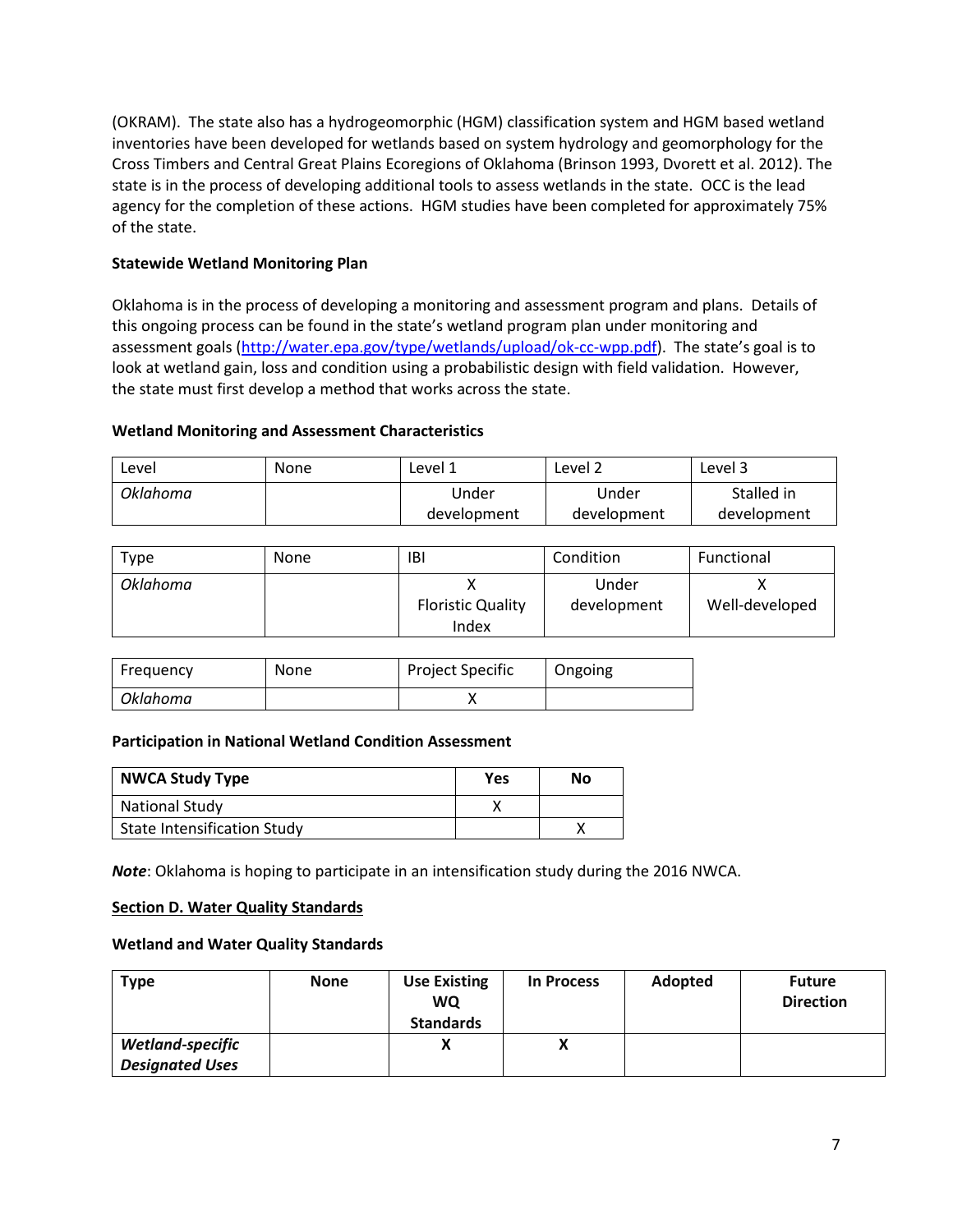(OKRAM). The state also has a hydrogeomorphic (HGM) classification system and HGM based wetland inventories have been developed for wetlands based on system hydrology and geomorphology for the Cross Timbers and Central Great Plains Ecoregions of Oklahoma (Brinson 1993, Dvorett et al. 2012). The state is in the process of developing additional tools to assess wetlands in the state. OCC is the lead agency for the completion of these actions. HGM studies have been completed for approximately 75% of the state.

**Statewide Wetland Monitoring Plan**

Oklahoma is in the process of developing a monitoring and assessment program and plans. Details of this ongoing process can be found in the state's wetland program plan under monitoring and assessment goals (http://water.epa.gov/type/wetlands/upload/ok-cc-wpp.pdf). The state's goal is to look at wetland gain, loss and condition using a probabilistic design with field validation. However, the state must first develop a method that works across the state.

**Wetland Monitoring and Assessment Characteristics**

| Level | None | Level 1 | Level 2 | Level 3 |
|---|---|---|---|---|
| *Oklahoma* | | Under development | Under development | Stalled in development |

| Type | None | IBI | Condition | Functional |
|---|---|---|---|---|
| *Oklahoma* | | X Floristic Quality Index | Under development | X Well-developed |

| Frequency | None | Project Specific | Ongoing |
|---|---|---|---|
| *Oklahoma* | | X | |

**Participation in National Wetland Condition Assessment**

| NWCA Study Type | Yes | No |
|---|---|---|
| National Study | X | |
| State Intensification Study | | X |

***Note***: Oklahoma is hoping to participate in an intensification study during the 2016 NWCA.

**Section D. Water Quality Standards**

**Wetland and Water Quality Standards**

| Type | None | Use Existing WQ Standards | In Process | Adopted | Future Direction |
|---|---|---|---|---|---|
| ***Wetland-specific Designated Uses*** | | **X** | **X** | | |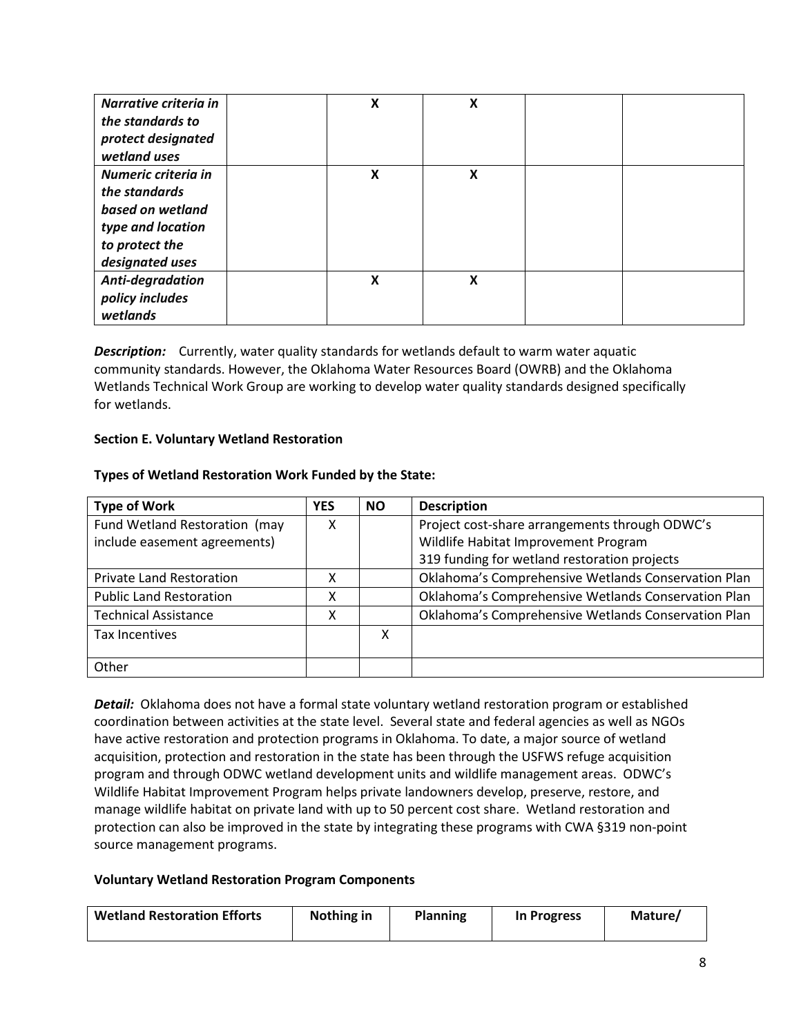| | | | | | |
|---|---|---|---|---|---|
| ***Narrative criteria in the standards to protect designated wetland uses*** | | **X** | **X** | | |
| ***Numeric criteria in the standards based on wetland type and location to protect the designated uses*** | | **X** | **X** | | |
| ***Anti-degradation policy includes wetlands*** | | **X** | **X** | | |

***Description:*** Currently, water quality standards for wetlands default to warm water aquatic community standards. However, the Oklahoma Water Resources Board (OWRB) and the Oklahoma Wetlands Technical Work Group are working to develop water quality standards designed specifically for wetlands.

**Section E. Voluntary Wetland Restoration**

**Types of Wetland Restoration Work Funded by the State:**

| Type of Work | YES | NO | Description |
|---|---|---|---|
| Fund Wetland Restoration (may include easement agreements) | X | | Project cost-share arrangements through ODWC's Wildlife Habitat Improvement Program<br>319 funding for wetland restoration projects |
| Private Land Restoration | X | | Oklahoma's Comprehensive Wetlands Conservation Plan |
| Public Land Restoration | X | | Oklahoma's Comprehensive Wetlands Conservation Plan |
| Technical Assistance | X | | Oklahoma's Comprehensive Wetlands Conservation Plan |
| Tax Incentives | | X | |
| Other | | | |

***Detail:*** Oklahoma does not have a formal state voluntary wetland restoration program or established coordination between activities at the state level. Several state and federal agencies as well as NGOs have active restoration and protection programs in Oklahoma. To date, a major source of wetland acquisition, protection and restoration in the state has been through the USFWS refuge acquisition program and through ODWC wetland development units and wildlife management areas. ODWC's Wildlife Habitat Improvement Program helps private landowners develop, preserve, restore, and manage wildlife habitat on private land with up to 50 percent cost share. Wetland restoration and protection can also be improved in the state by integrating these programs with CWA §319 non-point source management programs.

**Voluntary Wetland Restoration Program Components**

| Wetland Restoration Efforts | Nothing in | Planning | In Progress | Mature/ |
|---|---|---|---|---|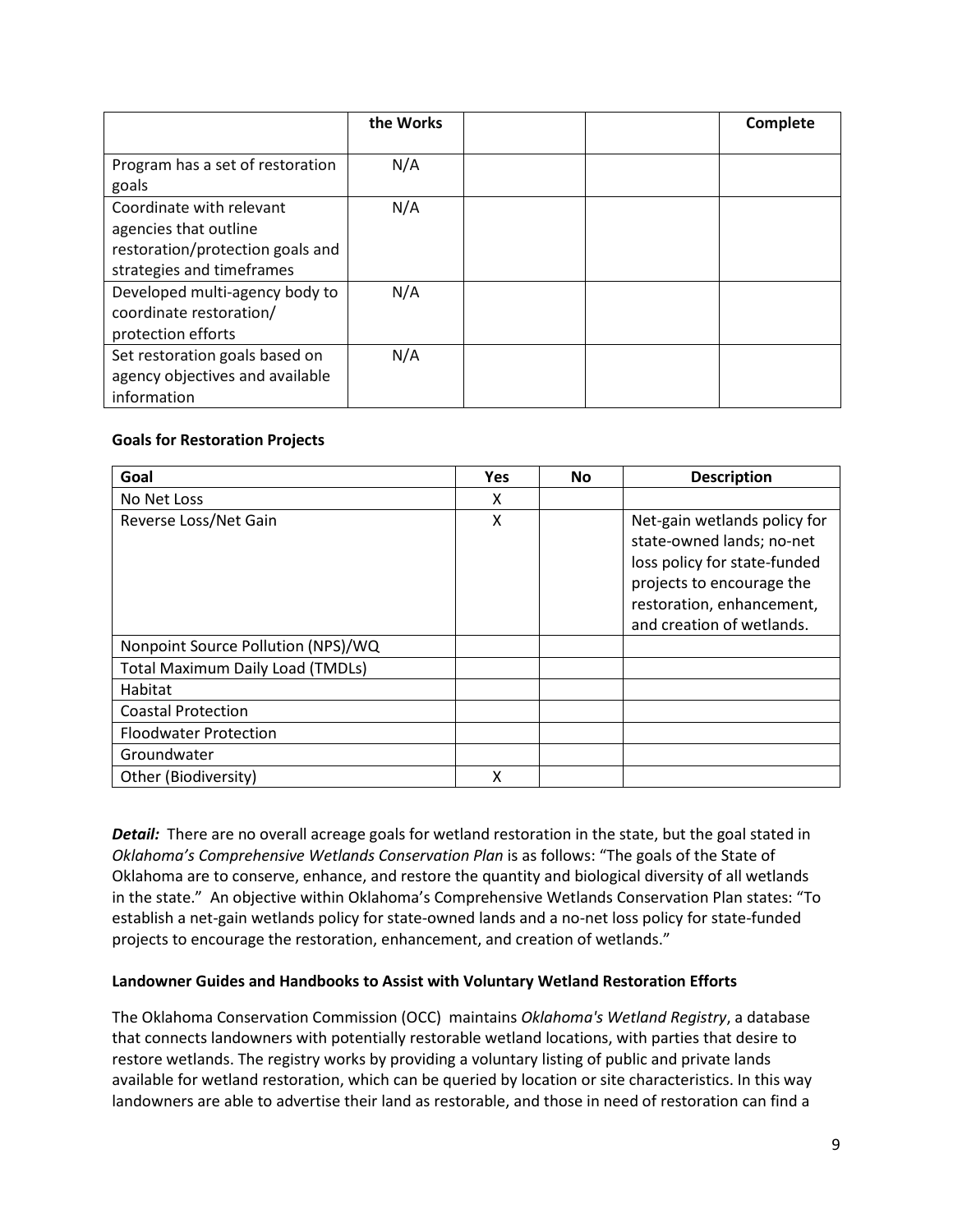| | the Works | | | Complete |
|---|---|---|---|---|
| Program has a set of restoration goals | N/A | | | |
| Coordinate with relevant agencies that outline restoration/protection goals and strategies and timeframes | N/A | | | |
| Developed multi-agency body to coordinate restoration/ protection efforts | N/A | | | |
| Set restoration goals based on agency objectives and available information | N/A | | | |

**Goals for Restoration Projects**

| Goal | Yes | No | Description |
|---|---|---|---|
| No Net Loss | X | | |
| Reverse Loss/Net Gain | X | | Net-gain wetlands policy for state-owned lands; no-net loss policy for state-funded projects to encourage the restoration, enhancement, and creation of wetlands. |
| Nonpoint Source Pollution (NPS)/WQ | | | |
| Total Maximum Daily Load (TMDLs) | | | |
| Habitat | | | |
| Coastal Protection | | | |
| Floodwater Protection | | | |
| Groundwater | | | |
| Other (Biodiversity) | X | | |

***Detail:*** There are no overall acreage goals for wetland restoration in the state, but the goal stated in *Oklahoma's Comprehensive Wetlands Conservation Plan* is as follows: "The goals of the State of Oklahoma are to conserve, enhance, and restore the quantity and biological diversity of all wetlands in the state." An objective within Oklahoma's Comprehensive Wetlands Conservation Plan states: "To establish a net-gain wetlands policy for state-owned lands and a no-net loss policy for state-funded projects to encourage the restoration, enhancement, and creation of wetlands."

**Landowner Guides and Handbooks to Assist with Voluntary Wetland Restoration Efforts**

The Oklahoma Conservation Commission (OCC) maintains *Oklahoma's Wetland Registry*, a database that connects landowners with potentially restorable wetland locations, with parties that desire to restore wetlands. The registry works by providing a voluntary listing of public and private lands available for wetland restoration, which can be queried by location or site characteristics. In this way landowners are able to advertise their land as restorable, and those in need of restoration can find a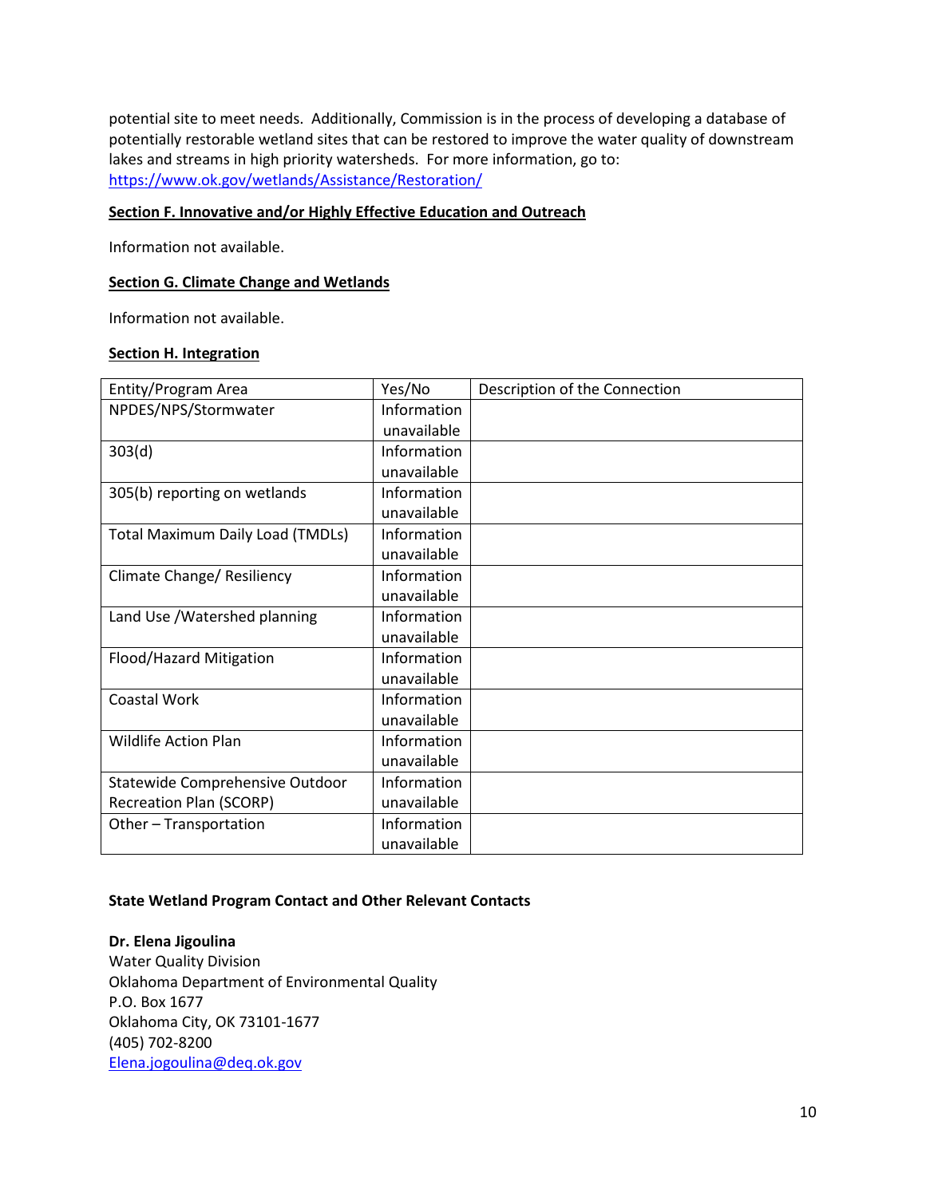potential site to meet needs. Additionally, Commission is in the process of developing a database of potentially restorable wetland sites that can be restored to improve the water quality of downstream lakes and streams in high priority watersheds. For more information, go to: https://www.ok.gov/wetlands/Assistance/Restoration/

**Section F. Innovative and/or Highly Effective Education and Outreach**

Information not available.

**Section G. Climate Change and Wetlands**

Information not available.

**Section H. Integration**

| Entity/Program Area | Yes/No | Description of the Connection |
| --- | --- | --- |
| NPDES/NPS/Stormwater | Information unavailable | |
| 303(d) | Information unavailable | |
| 305(b) reporting on wetlands | Information unavailable | |
| Total Maximum Daily Load (TMDLs) | Information unavailable | |
| Climate Change/ Resiliency | Information unavailable | |
| Land Use /Watershed planning | Information unavailable | |
| Flood/Hazard Mitigation | Information unavailable | |
| Coastal Work | Information unavailable | |
| Wildlife Action Plan | Information unavailable | |
| Statewide Comprehensive Outdoor Recreation Plan (SCORP) | Information unavailable | |
| Other – Transportation | Information unavailable | |

**State Wetland Program Contact and Other Relevant Contacts**

**Dr. Elena Jigoulina**
Water Quality Division
Oklahoma Department of Environmental Quality
P.O. Box 1677
Oklahoma City, OK 73101-1677
(405) 702-8200
Elena.jogoulina@deq.ok.gov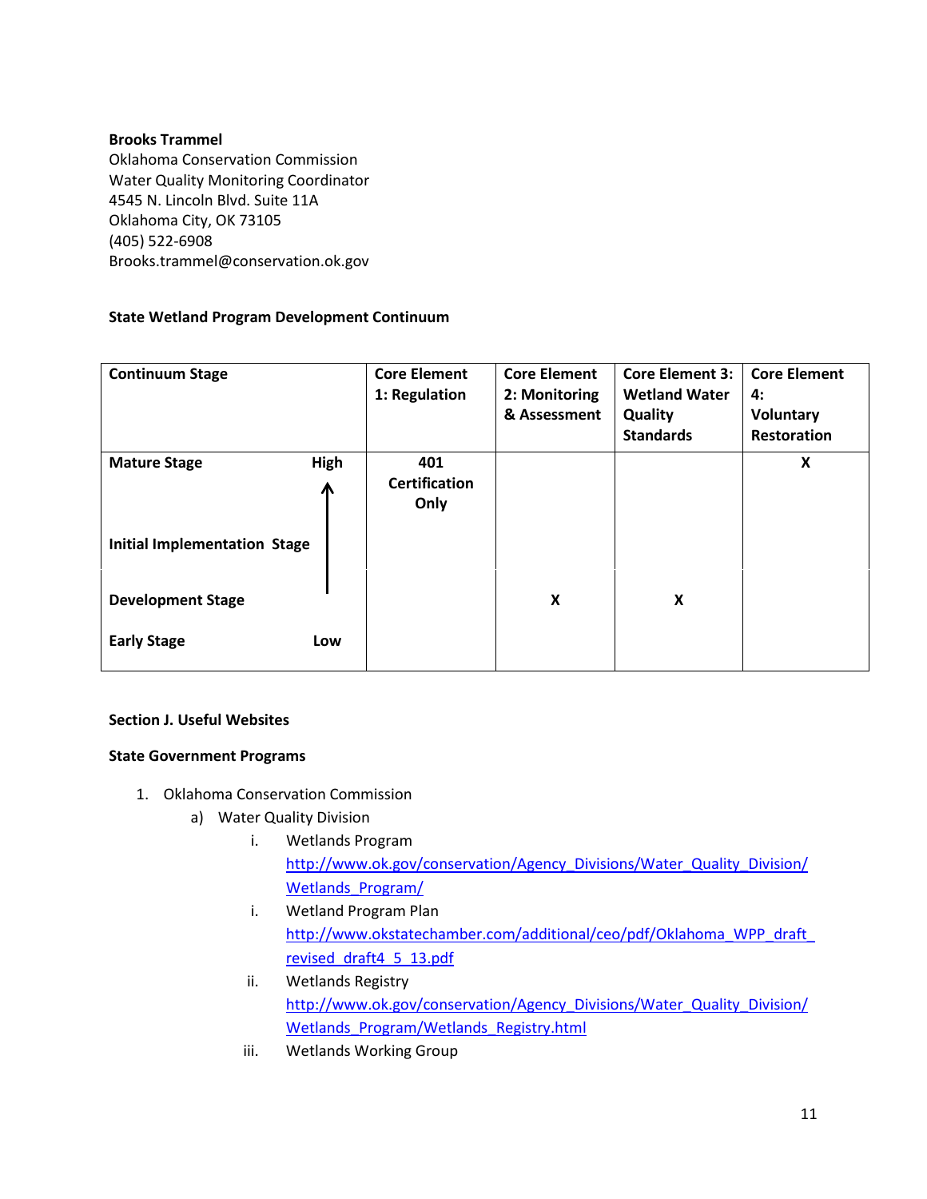**Brooks Trammel**
Oklahoma Conservation Commission
Water Quality Monitoring Coordinator
4545 N. Lincoln Blvd. Suite 11A
Oklahoma City, OK 73105
(405) 522-6908
Brooks.trammel@conservation.ok.gov

**State Wetland Program Development Continuum**

| Continuum Stage | | Core Element 1: Regulation | Core Element 2: Monitoring & Assessment | Core Element 3: Wetland Water Quality Standards | Core Element 4: Voluntary Restoration |
|---|---|---|---|---|---|
| **Mature Stage** | **High** | **401 Certification Only** | | | **X** |
| **Initial Implementation Stage** | ↑ | | | | |
| **Development Stage** | | | **X** | **X** | |
| **Early Stage** | **Low** | | | | |

**Section J. Useful Websites**

**State Government Programs**

1. Oklahoma Conservation Commission
   a) Water Quality Division
      i. Wetlands Program
         http://www.ok.gov/conservation/Agency_Divisions/Water_Quality_Division/Wetlands_Program/
      i. Wetland Program Plan
         http://www.okstatechamber.com/additional/ceo/pdf/Oklahoma_WPP_draft_revised_draft4_5_13.pdf
      ii. Wetlands Registry
         http://www.ok.gov/conservation/Agency_Divisions/Water_Quality_Division/Wetlands_Program/Wetlands_Registry.html
      iii. Wetlands Working Group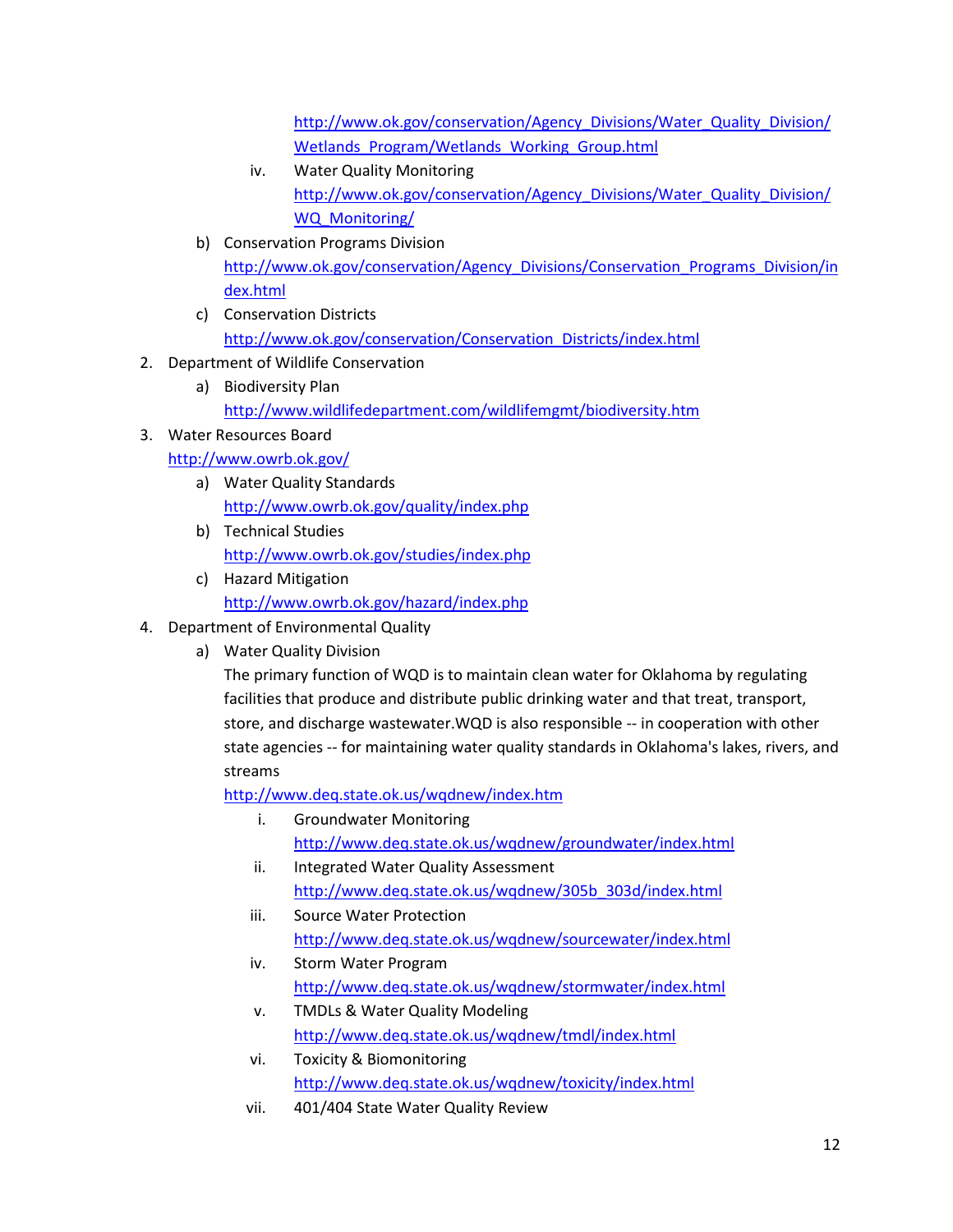http://www.ok.gov/conservation/Agency_Divisions/Water_Quality_Division/Wetlands_Program/Wetlands_Working_Group.html

   iv. Water Quality Monitoring
       http://www.ok.gov/conservation/Agency_Divisions/Water_Quality_Division/WQ_Monitoring/

b) Conservation Programs Division
   http://www.ok.gov/conservation/Agency_Divisions/Conservation_Programs_Division/index.html

c) Conservation Districts
   http://www.ok.gov/conservation/Conservation_Districts/index.html

2. Department of Wildlife Conservation
   a) Biodiversity Plan
      http://www.wildlifedepartment.com/wildlifemgmt/biodiversity.htm

3. Water Resources Board
   http://www.owrb.ok.gov/
   a) Water Quality Standards
      http://www.owrb.ok.gov/quality/index.php
   b) Technical Studies
      http://www.owrb.ok.gov/studies/index.php
   c) Hazard Mitigation
      http://www.owrb.ok.gov/hazard/index.php

4. Department of Environmental Quality
   a) Water Quality Division
      The primary function of WQD is to maintain clean water for Oklahoma by regulating facilities that produce and distribute public drinking water and that treat, transport, store, and discharge wastewater.WQD is also responsible -- in cooperation with other state agencies -- for maintaining water quality standards in Oklahoma's lakes, rivers, and streams
      http://www.deq.state.ok.us/wqdnew/index.htm
      i. Groundwater Monitoring
         http://www.deq.state.ok.us/wqdnew/groundwater/index.html
      ii. Integrated Water Quality Assessment
          http://www.deq.state.ok.us/wqdnew/305b_303d/index.html
      iii. Source Water Protection
           http://www.deq.state.ok.us/wqdnew/sourcewater/index.html
      iv. Storm Water Program
          http://www.deq.state.ok.us/wqdnew/stormwater/index.html
      v. TMDLs & Water Quality Modeling
         http://www.deq.state.ok.us/wqdnew/tmdl/index.html
      vi. Toxicity & Biomonitoring
          http://www.deq.state.ok.us/wqdnew/toxicity/index.html
      vii. 401/404 State Water Quality Review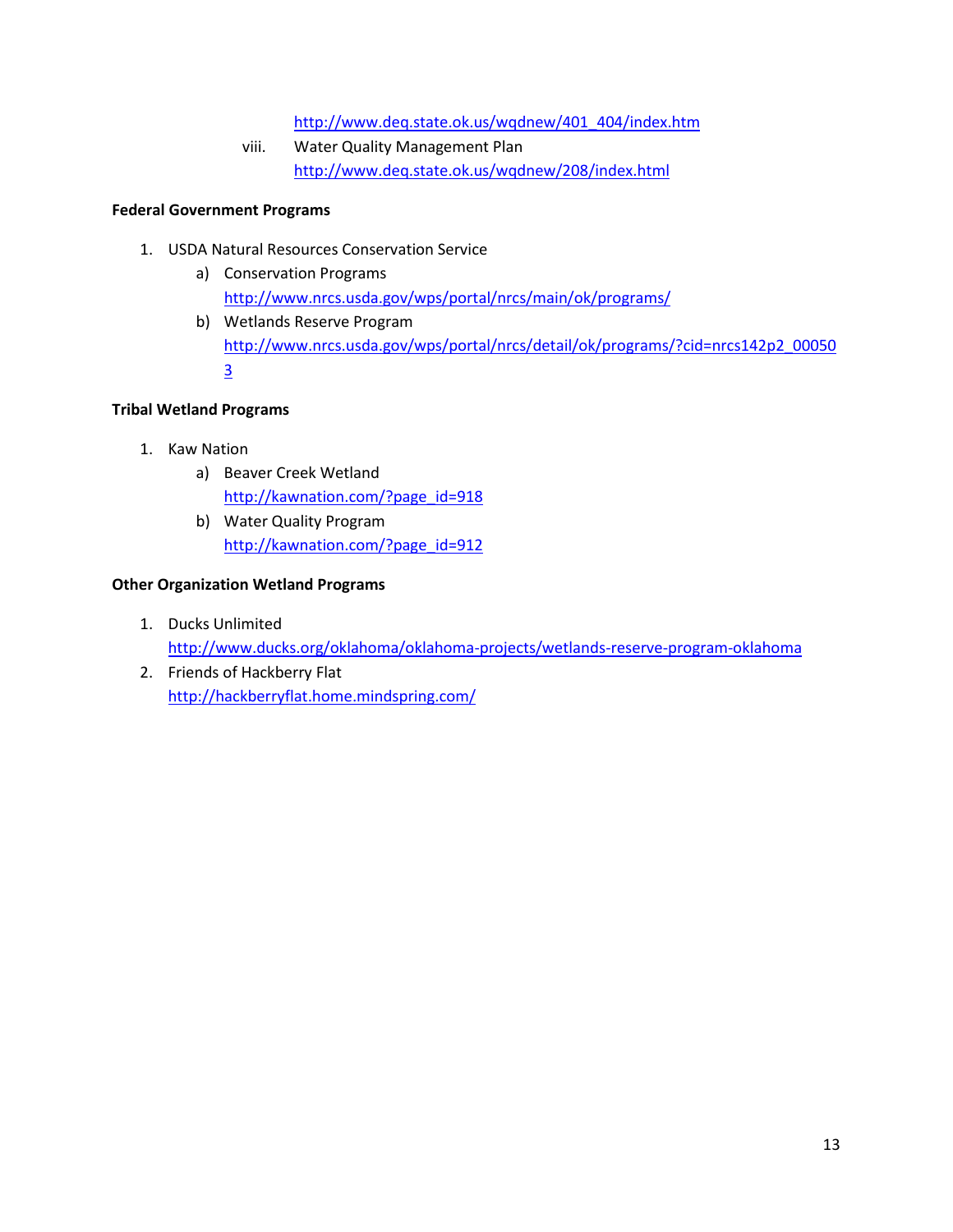http://www.deq.state.ok.us/wqdnew/401_404/index.htm

viii. Water Quality Management Plan
http://www.deq.state.ok.us/wqdnew/208/index.html

**Federal Government Programs**

1. USDA Natural Resources Conservation Service
   a) Conservation Programs
   http://www.nrcs.usda.gov/wps/portal/nrcs/main/ok/programs/
   b) Wetlands Reserve Program
   http://www.nrcs.usda.gov/wps/portal/nrcs/detail/ok/programs/?cid=nrcs142p2_000503

**Tribal Wetland Programs**

1. Kaw Nation
   a) Beaver Creek Wetland
   http://kawnation.com/?page_id=918
   b) Water Quality Program
   http://kawnation.com/?page_id=912

**Other Organization Wetland Programs**

1. Ducks Unlimited
   http://www.ducks.org/oklahoma/oklahoma-projects/wetlands-reserve-program-oklahoma
2. Friends of Hackberry Flat
   http://hackberryflat.home.mindspring.com/